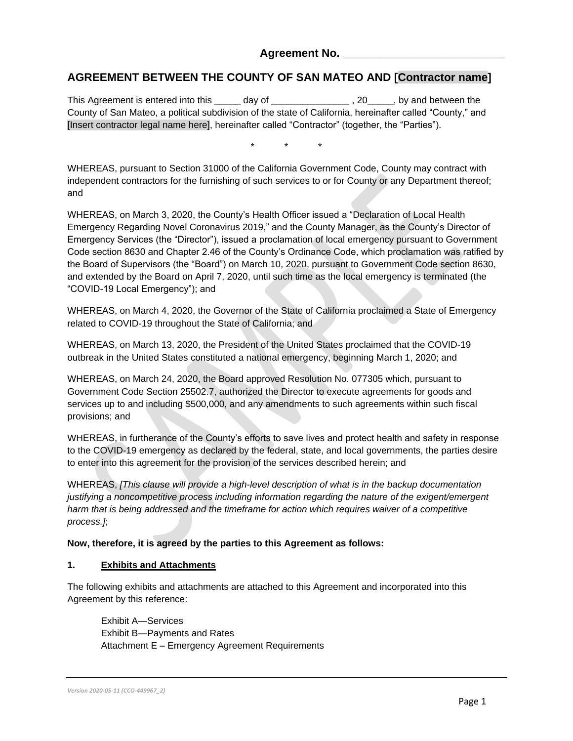**Agreement No. ____________________________**

## AGREEMENT BETWEEN THE COUNTY OF SAN MATEO AND [Contractor name]

This Agreement is entered into this _____ day of _______________ , 20_____, by and between the County of San Mateo, a political subdivision of the state of California, hereinafter called "County," and [Insert contractor legal name here], hereinafter called "Contractor" (together, the "Parties").

\* \* \*

WHEREAS, pursuant to Section 31000 of the California Government Code, County may contract with independent contractors for the furnishing of such services to or for County or any Department thereof; and

WHEREAS, on March 3, 2020, the County's Health Officer issued a "Declaration of Local Health Emergency Regarding Novel Coronavirus 2019," and the County Manager, as the County's Director of Emergency Services (the "Director"), issued a proclamation of local emergency pursuant to Government Code section 8630 and Chapter 2.46 of the County's Ordinance Code, which proclamation was ratified by the Board of Supervisors (the "Board") on March 10, 2020, pursuant to Government Code section 8630, and extended by the Board on April 7, 2020, until such time as the local emergency is terminated (the "COVID-19 Local Emergency"); and

WHEREAS, on March 4, 2020, the Governor of the State of California proclaimed a State of Emergency related to COVID-19 throughout the State of California; and

WHEREAS, on March 13, 2020, the President of the United States proclaimed that the COVID-19 outbreak in the United States constituted a national emergency, beginning March 1, 2020; and

WHEREAS, on March 24, 2020, the Board approved Resolution No. 077305 which, pursuant to Government Code Section 25502.7, authorized the Director to execute agreements for goods and services up to and including $500,000, and any amendments to such agreements within such fiscal provisions; and

WHEREAS, in furtherance of the County's efforts to save lives and protect health and safety in response to the COVID-19 emergency as declared by the federal, state, and local governments, the parties desire to enter into this agreement for the provision of the services described herein; and

WHEREAS, *[This clause will provide a high-level description of what is in the backup documentation justifying a noncompetitive process including information regarding the nature of the exigent/emergent harm that is being addressed and the timeframe for action which requires waiver of a competitive process.]*;

**Now, therefore, it is agreed by the parties to this Agreement as follows:**

### 1. Exhibits and Attachments

The following exhibits and attachments are attached to this Agreement and incorporated into this Agreement by this reference:

Exhibit A—Services
Exhibit B—Payments and Rates
Attachment E – Emergency Agreement Requirements

*Version 2020-05-11 (CCO-449967_2)*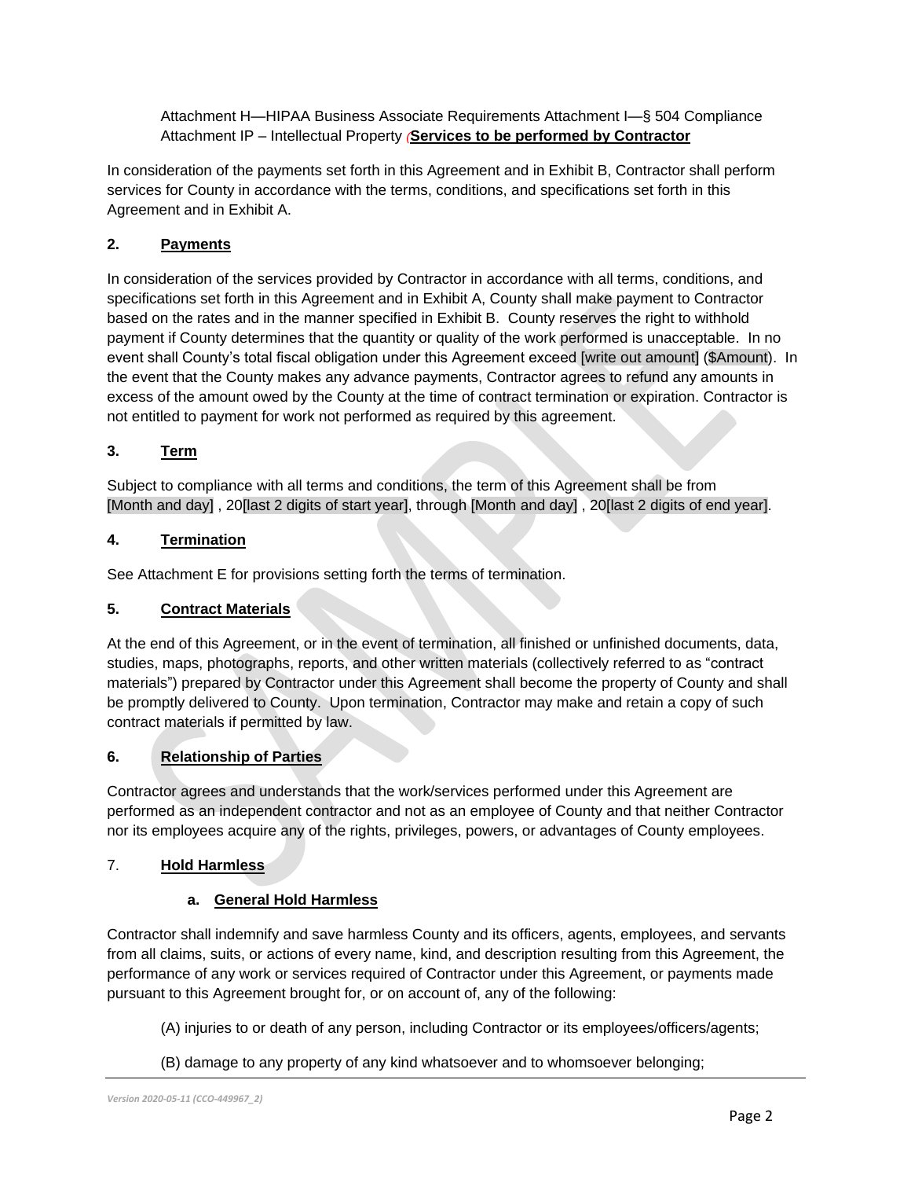Attachment H—HIPAA Business Associate Requirements Attachment I—§ 504 Compliance Attachment IP – Intellectual Property **Services to be performed by Contractor**

In consideration of the payments set forth in this Agreement and in Exhibit B, Contractor shall perform services for County in accordance with the terms, conditions, and specifications set forth in this Agreement and in Exhibit A.

**2. Payments**

In consideration of the services provided by Contractor in accordance with all terms, conditions, and specifications set forth in this Agreement and in Exhibit A, County shall make payment to Contractor based on the rates and in the manner specified in Exhibit B. County reserves the right to withhold payment if County determines that the quantity or quality of the work performed is unacceptable. In no event shall County's total fiscal obligation under this Agreement exceed [write out amount] ($Amount). In the event that the County makes any advance payments, Contractor agrees to refund any amounts in excess of the amount owed by the County at the time of contract termination or expiration. Contractor is not entitled to payment for work not performed as required by this agreement.

**3. Term**

Subject to compliance with all terms and conditions, the term of this Agreement shall be from [Month and day] , 20[last 2 digits of start year], through [Month and day] , 20[last 2 digits of end year].

**4. Termination**

See Attachment E for provisions setting forth the terms of termination.

**5. Contract Materials**

At the end of this Agreement, or in the event of termination, all finished or unfinished documents, data, studies, maps, photographs, reports, and other written materials (collectively referred to as "contract materials") prepared by Contractor under this Agreement shall become the property of County and shall be promptly delivered to County. Upon termination, Contractor may make and retain a copy of such contract materials if permitted by law.

**6. Relationship of Parties**

Contractor agrees and understands that the work/services performed under this Agreement are performed as an independent contractor and not as an employee of County and that neither Contractor nor its employees acquire any of the rights, privileges, powers, or advantages of County employees.

7. **Hold Harmless**

**a. General Hold Harmless**

Contractor shall indemnify and save harmless County and its officers, agents, employees, and servants from all claims, suits, or actions of every name, kind, and description resulting from this Agreement, the performance of any work or services required of Contractor under this Agreement, or payments made pursuant to this Agreement brought for, or on account of, any of the following:

(A) injuries to or death of any person, including Contractor or its employees/officers/agents;

(B) damage to any property of any kind whatsoever and to whomsoever belonging;

*Version 2020-05-11 (CCO-449967_2)*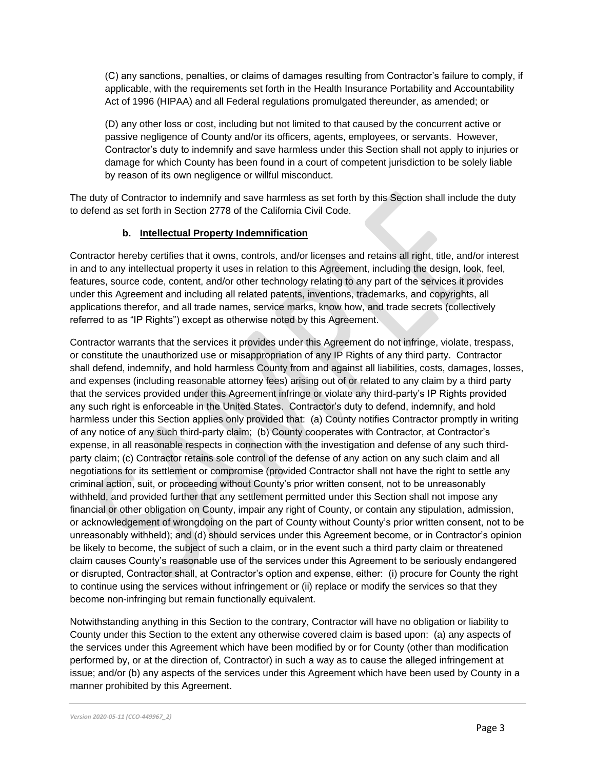(C) any sanctions, penalties, or claims of damages resulting from Contractor's failure to comply, if applicable, with the requirements set forth in the Health Insurance Portability and Accountability Act of 1996 (HIPAA) and all Federal regulations promulgated thereunder, as amended; or

(D) any other loss or cost, including but not limited to that caused by the concurrent active or passive negligence of County and/or its officers, agents, employees, or servants. However, Contractor's duty to indemnify and save harmless under this Section shall not apply to injuries or damage for which County has been found in a court of competent jurisdiction to be solely liable by reason of its own negligence or willful misconduct.

The duty of Contractor to indemnify and save harmless as set forth by this Section shall include the duty to defend as set forth in Section 2778 of the California Civil Code.

**b. Intellectual Property Indemnification**

Contractor hereby certifies that it owns, controls, and/or licenses and retains all right, title, and/or interest in and to any intellectual property it uses in relation to this Agreement, including the design, look, feel, features, source code, content, and/or other technology relating to any part of the services it provides under this Agreement and including all related patents, inventions, trademarks, and copyrights, all applications therefor, and all trade names, service marks, know how, and trade secrets (collectively referred to as "IP Rights") except as otherwise noted by this Agreement.

Contractor warrants that the services it provides under this Agreement do not infringe, violate, trespass, or constitute the unauthorized use or misappropriation of any IP Rights of any third party. Contractor shall defend, indemnify, and hold harmless County from and against all liabilities, costs, damages, losses, and expenses (including reasonable attorney fees) arising out of or related to any claim by a third party that the services provided under this Agreement infringe or violate any third-party's IP Rights provided any such right is enforceable in the United States. Contractor's duty to defend, indemnify, and hold harmless under this Section applies only provided that: (a) County notifies Contractor promptly in writing of any notice of any such third-party claim; (b) County cooperates with Contractor, at Contractor's expense, in all reasonable respects in connection with the investigation and defense of any such third-party claim; (c) Contractor retains sole control of the defense of any action on any such claim and all negotiations for its settlement or compromise (provided Contractor shall not have the right to settle any criminal action, suit, or proceeding without County's prior written consent, not to be unreasonably withheld, and provided further that any settlement permitted under this Section shall not impose any financial or other obligation on County, impair any right of County, or contain any stipulation, admission, or acknowledgement of wrongdoing on the part of County without County's prior written consent, not to be unreasonably withheld); and (d) should services under this Agreement become, or in Contractor's opinion be likely to become, the subject of such a claim, or in the event such a third party claim or threatened claim causes County's reasonable use of the services under this Agreement to be seriously endangered or disrupted, Contractor shall, at Contractor's option and expense, either: (i) procure for County the right to continue using the services without infringement or (ii) replace or modify the services so that they become non-infringing but remain functionally equivalent.

Notwithstanding anything in this Section to the contrary, Contractor will have no obligation or liability to County under this Section to the extent any otherwise covered claim is based upon: (a) any aspects of the services under this Agreement which have been modified by or for County (other than modification performed by, or at the direction of, Contractor) in such a way as to cause the alleged infringement at issue; and/or (b) any aspects of the services under this Agreement which have been used by County in a manner prohibited by this Agreement.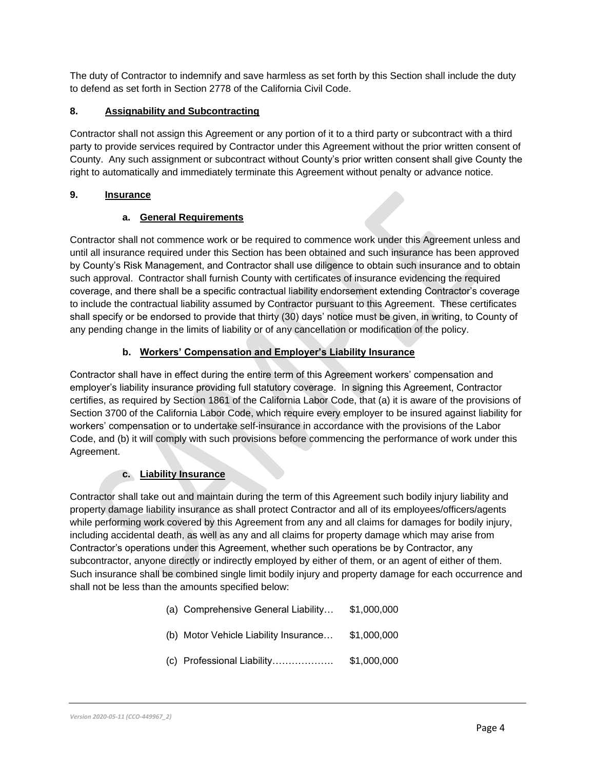The duty of Contractor to indemnify and save harmless as set forth by this Section shall include the duty to defend as set forth in Section 2778 of the California Civil Code.

## 8. Assignability and Subcontracting

Contractor shall not assign this Agreement or any portion of it to a third party or subcontract with a third party to provide services required by Contractor under this Agreement without the prior written consent of County. Any such assignment or subcontract without County's prior written consent shall give County the right to automatically and immediately terminate this Agreement without penalty or advance notice.

## 9. Insurance

### a. General Requirements

Contractor shall not commence work or be required to commence work under this Agreement unless and until all insurance required under this Section has been obtained and such insurance has been approved by County's Risk Management, and Contractor shall use diligence to obtain such insurance and to obtain such approval. Contractor shall furnish County with certificates of insurance evidencing the required coverage, and there shall be a specific contractual liability endorsement extending Contractor's coverage to include the contractual liability assumed by Contractor pursuant to this Agreement. These certificates shall specify or be endorsed to provide that thirty (30) days' notice must be given, in writing, to County of any pending change in the limits of liability or of any cancellation or modification of the policy.

### b. Workers' Compensation and Employer's Liability Insurance

Contractor shall have in effect during the entire term of this Agreement workers' compensation and employer's liability insurance providing full statutory coverage. In signing this Agreement, Contractor certifies, as required by Section 1861 of the California Labor Code, that (a) it is aware of the provisions of Section 3700 of the California Labor Code, which require every employer to be insured against liability for workers' compensation or to undertake self-insurance in accordance with the provisions of the Labor Code, and (b) it will comply with such provisions before commencing the performance of work under this Agreement.

### c. Liability Insurance

Contractor shall take out and maintain during the term of this Agreement such bodily injury liability and property damage liability insurance as shall protect Contractor and all of its employees/officers/agents while performing work covered by this Agreement from any and all claims for damages for bodily injury, including accidental death, as well as any and all claims for property damage which may arise from Contractor's operations under this Agreement, whether such operations be by Contractor, any subcontractor, anyone directly or indirectly employed by either of them, or an agent of either of them. Such insurance shall be combined single limit bodily injury and property damage for each occurrence and shall not be less than the amounts specified below:

(a) Comprehensive General Liability… $1,000,000

(b) Motor Vehicle Liability Insurance… $1,000,000

(c) Professional Liability………………. $1,000,000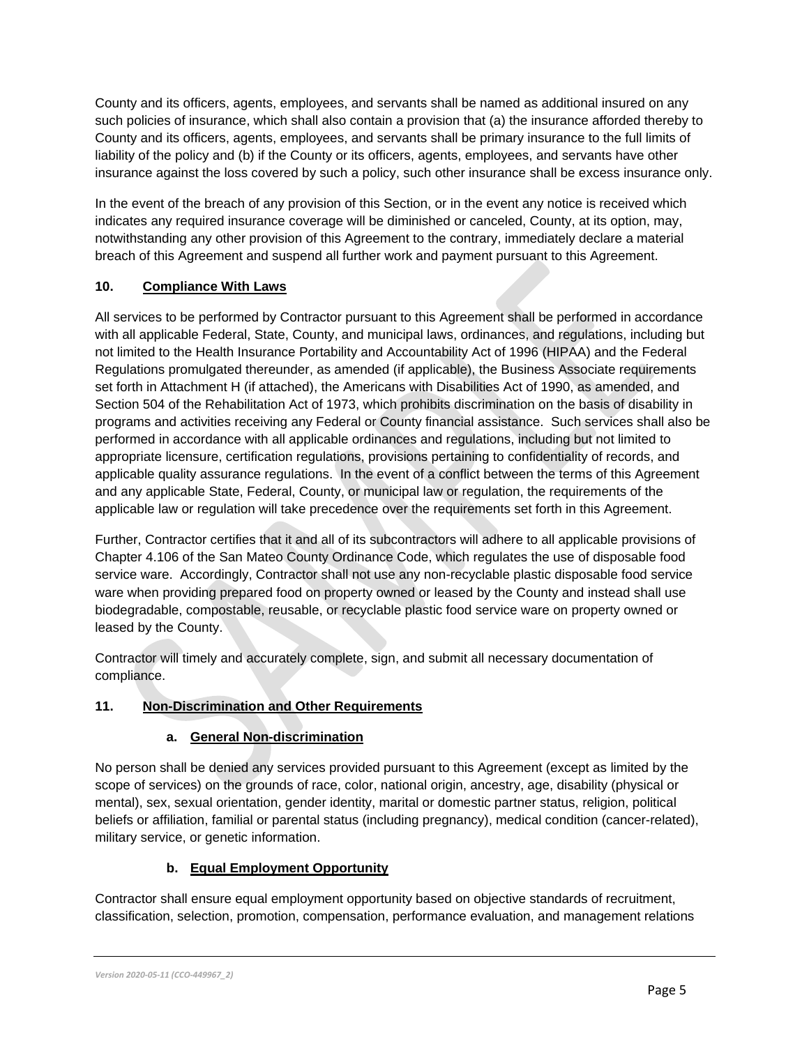County and its officers, agents, employees, and servants shall be named as additional insured on any such policies of insurance, which shall also contain a provision that (a) the insurance afforded thereby to County and its officers, agents, employees, and servants shall be primary insurance to the full limits of liability of the policy and (b) if the County or its officers, agents, employees, and servants have other insurance against the loss covered by such a policy, such other insurance shall be excess insurance only.

In the event of the breach of any provision of this Section, or in the event any notice is received which indicates any required insurance coverage will be diminished or canceled, County, at its option, may, notwithstanding any other provision of this Agreement to the contrary, immediately declare a material breach of this Agreement and suspend all further work and payment pursuant to this Agreement.

## 10. Compliance With Laws

All services to be performed by Contractor pursuant to this Agreement shall be performed in accordance with all applicable Federal, State, County, and municipal laws, ordinances, and regulations, including but not limited to the Health Insurance Portability and Accountability Act of 1996 (HIPAA) and the Federal Regulations promulgated thereunder, as amended (if applicable), the Business Associate requirements set forth in Attachment H (if attached), the Americans with Disabilities Act of 1990, as amended, and Section 504 of the Rehabilitation Act of 1973, which prohibits discrimination on the basis of disability in programs and activities receiving any Federal or County financial assistance. Such services shall also be performed in accordance with all applicable ordinances and regulations, including but not limited to appropriate licensure, certification regulations, provisions pertaining to confidentiality of records, and applicable quality assurance regulations. In the event of a conflict between the terms of this Agreement and any applicable State, Federal, County, or municipal law or regulation, the requirements of the applicable law or regulation will take precedence over the requirements set forth in this Agreement.

Further, Contractor certifies that it and all of its subcontractors will adhere to all applicable provisions of Chapter 4.106 of the San Mateo County Ordinance Code, which regulates the use of disposable food service ware. Accordingly, Contractor shall not use any non-recyclable plastic disposable food service ware when providing prepared food on property owned or leased by the County and instead shall use biodegradable, compostable, reusable, or recyclable plastic food service ware on property owned or leased by the County.

Contractor will timely and accurately complete, sign, and submit all necessary documentation of compliance.

## 11. Non-Discrimination and Other Requirements

### a. General Non-discrimination

No person shall be denied any services provided pursuant to this Agreement (except as limited by the scope of services) on the grounds of race, color, national origin, ancestry, age, disability (physical or mental), sex, sexual orientation, gender identity, marital or domestic partner status, religion, political beliefs or affiliation, familial or parental status (including pregnancy), medical condition (cancer-related), military service, or genetic information.

### b. Equal Employment Opportunity

Contractor shall ensure equal employment opportunity based on objective standards of recruitment, classification, selection, promotion, compensation, performance evaluation, and management relations

*Version 2020-05-11 (CCO-449967_2)*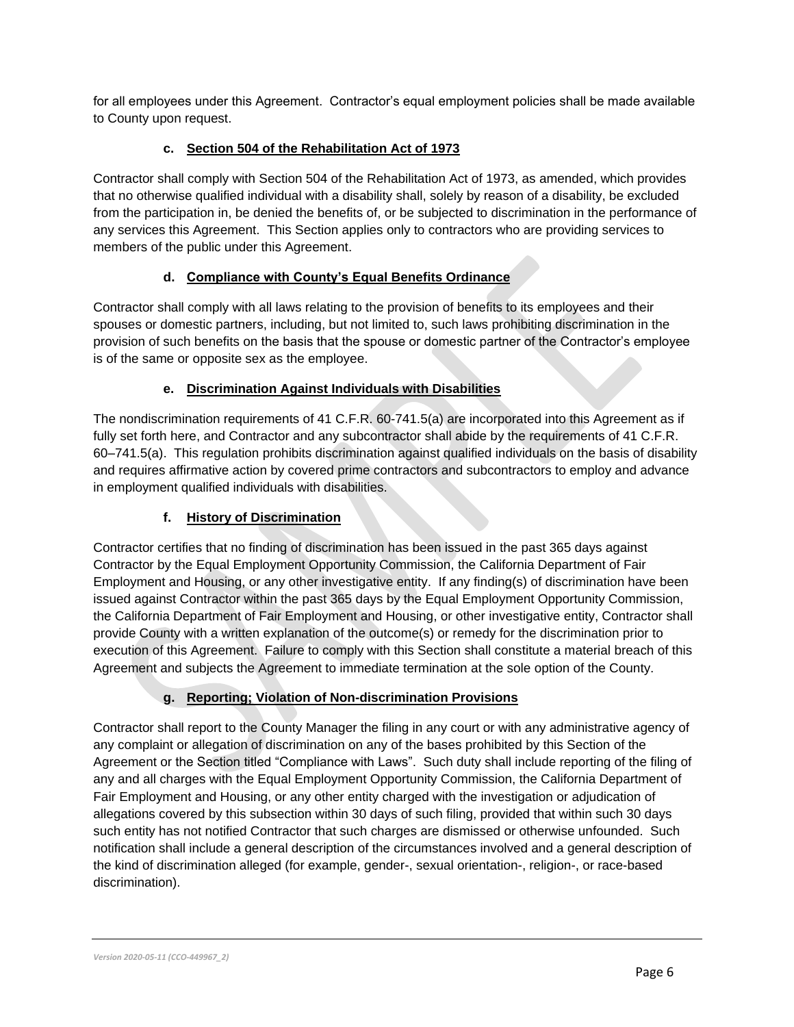for all employees under this Agreement. Contractor's equal employment policies shall be made available to County upon request.

### c. Section 504 of the Rehabilitation Act of 1973

Contractor shall comply with Section 504 of the Rehabilitation Act of 1973, as amended, which provides that no otherwise qualified individual with a disability shall, solely by reason of a disability, be excluded from the participation in, be denied the benefits of, or be subjected to discrimination in the performance of any services this Agreement. This Section applies only to contractors who are providing services to members of the public under this Agreement.

### d. Compliance with County's Equal Benefits Ordinance

Contractor shall comply with all laws relating to the provision of benefits to its employees and their spouses or domestic partners, including, but not limited to, such laws prohibiting discrimination in the provision of such benefits on the basis that the spouse or domestic partner of the Contractor's employee is of the same or opposite sex as the employee.

### e. Discrimination Against Individuals with Disabilities

The nondiscrimination requirements of 41 C.F.R. 60-741.5(a) are incorporated into this Agreement as if fully set forth here, and Contractor and any subcontractor shall abide by the requirements of 41 C.F.R. 60–741.5(a). This regulation prohibits discrimination against qualified individuals on the basis of disability and requires affirmative action by covered prime contractors and subcontractors to employ and advance in employment qualified individuals with disabilities.

### f. History of Discrimination

Contractor certifies that no finding of discrimination has been issued in the past 365 days against Contractor by the Equal Employment Opportunity Commission, the California Department of Fair Employment and Housing, or any other investigative entity. If any finding(s) of discrimination have been issued against Contractor within the past 365 days by the Equal Employment Opportunity Commission, the California Department of Fair Employment and Housing, or other investigative entity, Contractor shall provide County with a written explanation of the outcome(s) or remedy for the discrimination prior to execution of this Agreement. Failure to comply with this Section shall constitute a material breach of this Agreement and subjects the Agreement to immediate termination at the sole option of the County.

### g. Reporting; Violation of Non-discrimination Provisions

Contractor shall report to the County Manager the filing in any court or with any administrative agency of any complaint or allegation of discrimination on any of the bases prohibited by this Section of the Agreement or the Section titled "Compliance with Laws". Such duty shall include reporting of the filing of any and all charges with the Equal Employment Opportunity Commission, the California Department of Fair Employment and Housing, or any other entity charged with the investigation or adjudication of allegations covered by this subsection within 30 days of such filing, provided that within such 30 days such entity has not notified Contractor that such charges are dismissed or otherwise unfounded. Such notification shall include a general description of the circumstances involved and a general description of the kind of discrimination alleged (for example, gender-, sexual orientation-, religion-, or race-based discrimination).

*Version 2020-05-11 (CCO-449967_2)*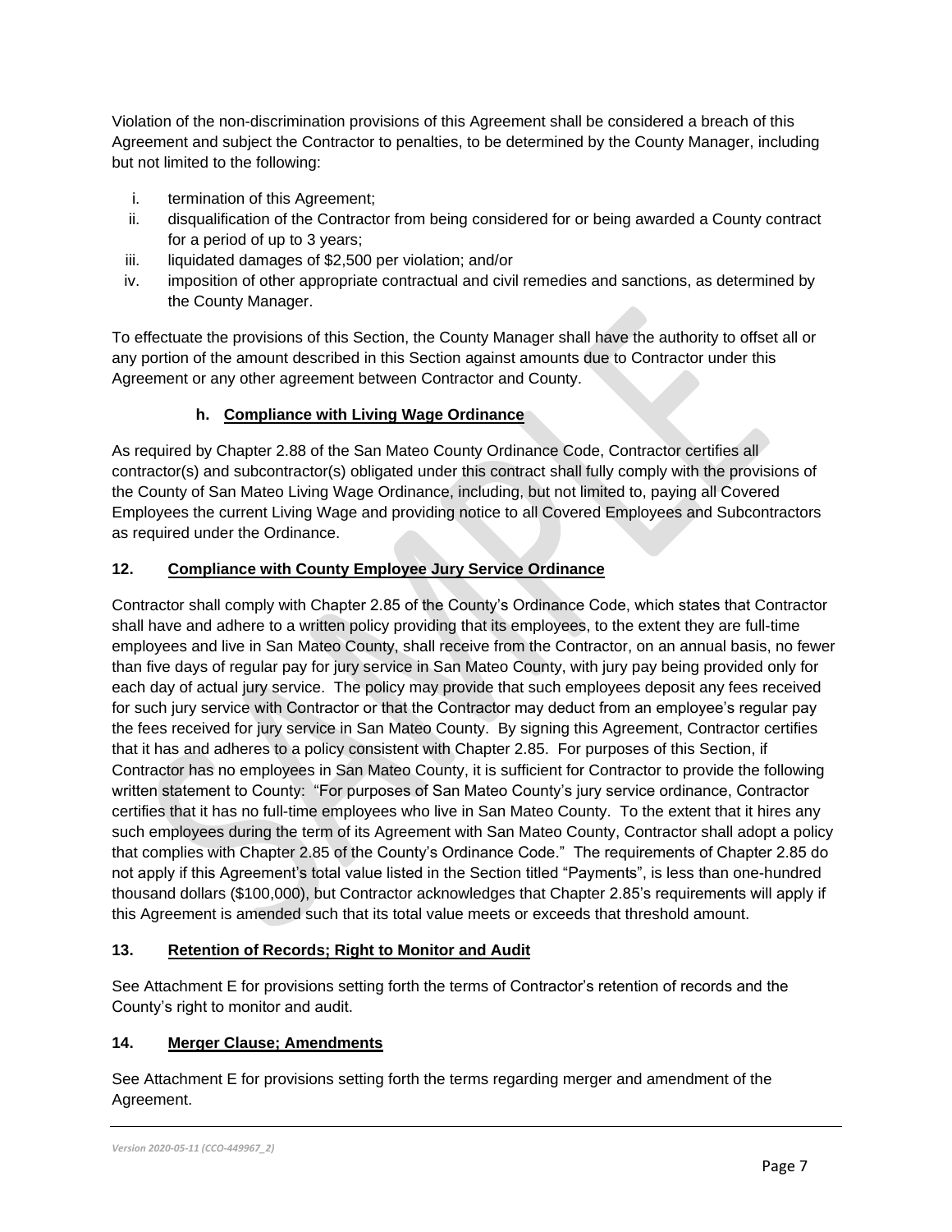Violation of the non-discrimination provisions of this Agreement shall be considered a breach of this Agreement and subject the Contractor to penalties, to be determined by the County Manager, including but not limited to the following:

i. termination of this Agreement;
ii. disqualification of the Contractor from being considered for or being awarded a County contract for a period of up to 3 years;
iii. liquidated damages of $2,500 per violation; and/or
iv. imposition of other appropriate contractual and civil remedies and sanctions, as determined by the County Manager.

To effectuate the provisions of this Section, the County Manager shall have the authority to offset all or any portion of the amount described in this Section against amounts due to Contractor under this Agreement or any other agreement between Contractor and County.

#### h. Compliance with Living Wage Ordinance

As required by Chapter 2.88 of the San Mateo County Ordinance Code, Contractor certifies all contractor(s) and subcontractor(s) obligated under this contract shall fully comply with the provisions of the County of San Mateo Living Wage Ordinance, including, but not limited to, paying all Covered Employees the current Living Wage and providing notice to all Covered Employees and Subcontractors as required under the Ordinance.

### 12. Compliance with County Employee Jury Service Ordinance

Contractor shall comply with Chapter 2.85 of the County's Ordinance Code, which states that Contractor shall have and adhere to a written policy providing that its employees, to the extent they are full-time employees and live in San Mateo County, shall receive from the Contractor, on an annual basis, no fewer than five days of regular pay for jury service in San Mateo County, with jury pay being provided only for each day of actual jury service. The policy may provide that such employees deposit any fees received for such jury service with Contractor or that the Contractor may deduct from an employee's regular pay the fees received for jury service in San Mateo County. By signing this Agreement, Contractor certifies that it has and adheres to a policy consistent with Chapter 2.85. For purposes of this Section, if Contractor has no employees in San Mateo County, it is sufficient for Contractor to provide the following written statement to County: "For purposes of San Mateo County's jury service ordinance, Contractor certifies that it has no full-time employees who live in San Mateo County. To the extent that it hires any such employees during the term of its Agreement with San Mateo County, Contractor shall adopt a policy that complies with Chapter 2.85 of the County's Ordinance Code." The requirements of Chapter 2.85 do not apply if this Agreement's total value listed in the Section titled "Payments", is less than one-hundred thousand dollars ($100,000), but Contractor acknowledges that Chapter 2.85's requirements will apply if this Agreement is amended such that its total value meets or exceeds that threshold amount.

### 13. Retention of Records; Right to Monitor and Audit

See Attachment E for provisions setting forth the terms of Contractor's retention of records and the County's right to monitor and audit.

### 14. Merger Clause; Amendments

See Attachment E for provisions setting forth the terms regarding merger and amendment of the Agreement.

*Version 2020-05-11 (CCO-449967_2)*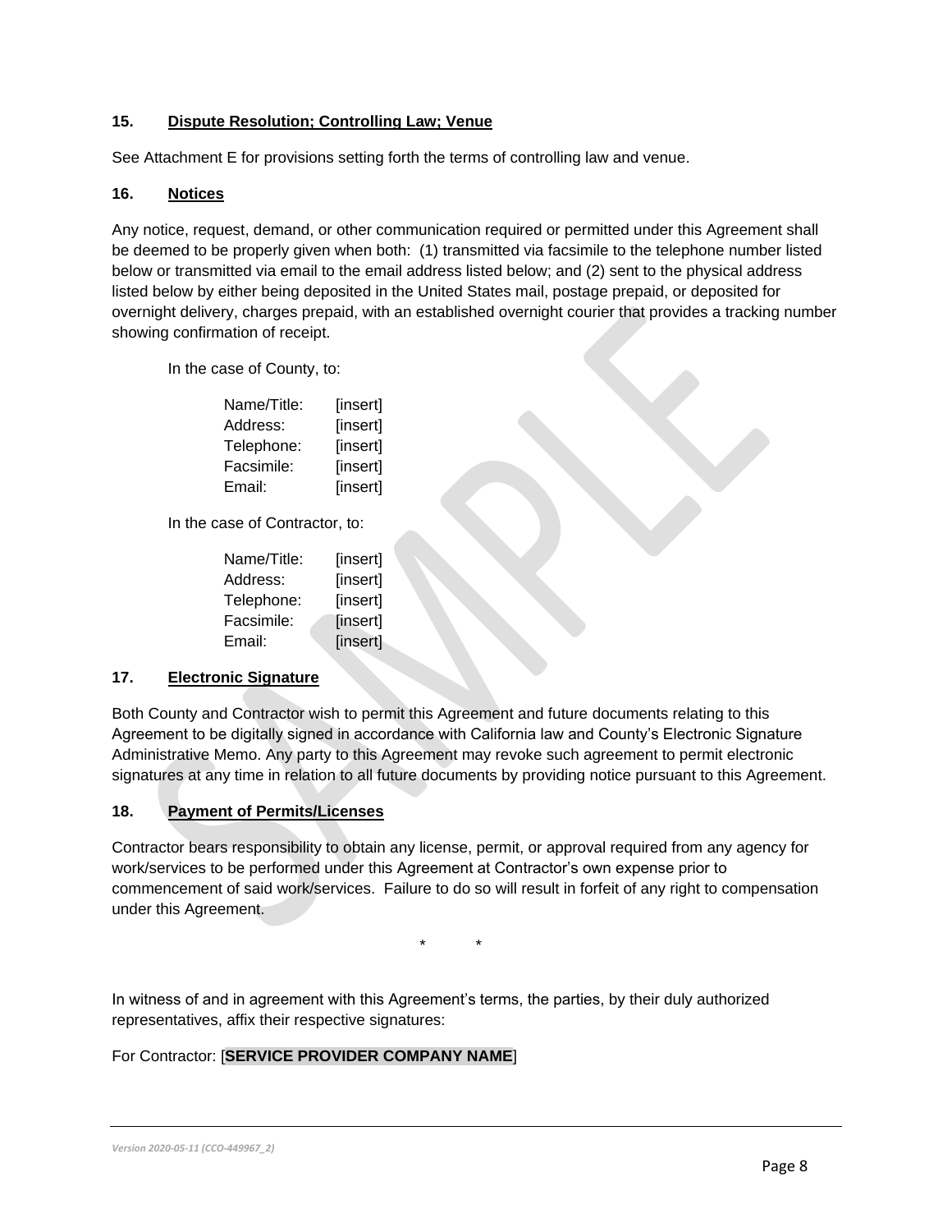### 15. Dispute Resolution; Controlling Law; Venue

See Attachment E for provisions setting forth the terms of controlling law and venue.

### 16. Notices

Any notice, request, demand, or other communication required or permitted under this Agreement shall be deemed to be properly given when both: (1) transmitted via facsimile to the telephone number listed below or transmitted via email to the email address listed below; and (2) sent to the physical address listed below by either being deposited in the United States mail, postage prepaid, or deposited for overnight delivery, charges prepaid, with an established overnight courier that provides a tracking number showing confirmation of receipt.

In the case of County, to:

| | |
|---|---|
| Name/Title: | [insert] |
| Address: | [insert] |
| Telephone: | [insert] |
| Facsimile: | [insert] |
| Email: | [insert] |

In the case of Contractor, to:

| | |
|---|---|
| Name/Title: | [insert] |
| Address: | [insert] |
| Telephone: | [insert] |
| Facsimile: | [insert] |
| Email: | [insert] |

### 17. Electronic Signature

Both County and Contractor wish to permit this Agreement and future documents relating to this Agreement to be digitally signed in accordance with California law and County's Electronic Signature Administrative Memo. Any party to this Agreement may revoke such agreement to permit electronic signatures at any time in relation to all future documents by providing notice pursuant to this Agreement.

### 18. Payment of Permits/Licenses

Contractor bears responsibility to obtain any license, permit, or approval required from any agency for work/services to be performed under this Agreement at Contractor's own expense prior to commencement of said work/services. Failure to do so will result in forfeit of any right to compensation under this Agreement.

\* \*

In witness of and in agreement with this Agreement's terms, the parties, by their duly authorized representatives, affix their respective signatures:

For Contractor: [**SERVICE PROVIDER COMPANY NAME**]

*Version 2020-05-11 (CCO-449967_2)*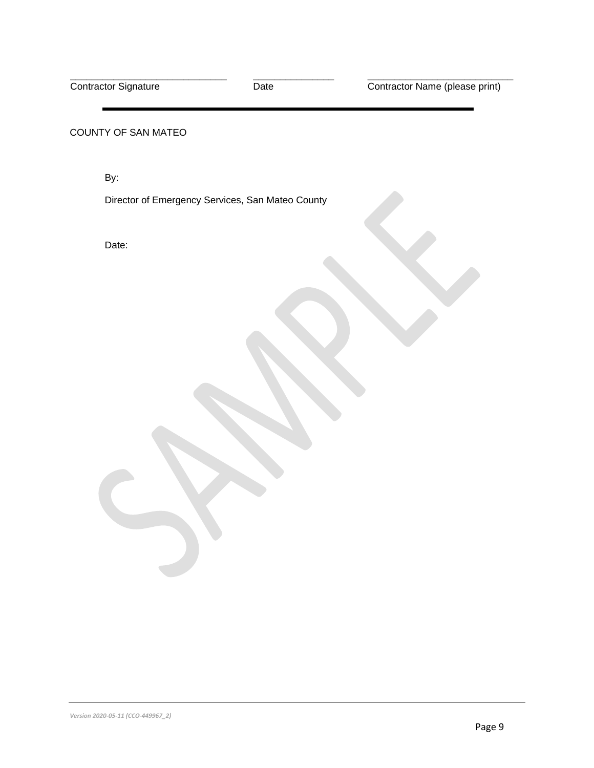\_\_\_\_\_\_\_\_\_\_\_\_\_\_\_\_\_\_\_\_\_\_\_\_\_\_\_\_\_\_ \_\_\_\_\_\_\_\_\_\_\_\_\_\_\_ \_\_\_\_\_\_\_\_\_\_\_\_\_\_\_\_\_\_\_\_\_\_\_\_\_\_\_\_

Contractor Signature    Date    Contractor Name (please print)

---

COUNTY OF SAN MATEO

By:

Director of Emergency Services, San Mateo County

Date:

SAMPLE

*Version 2020-05-11 (CCO-449967_2)*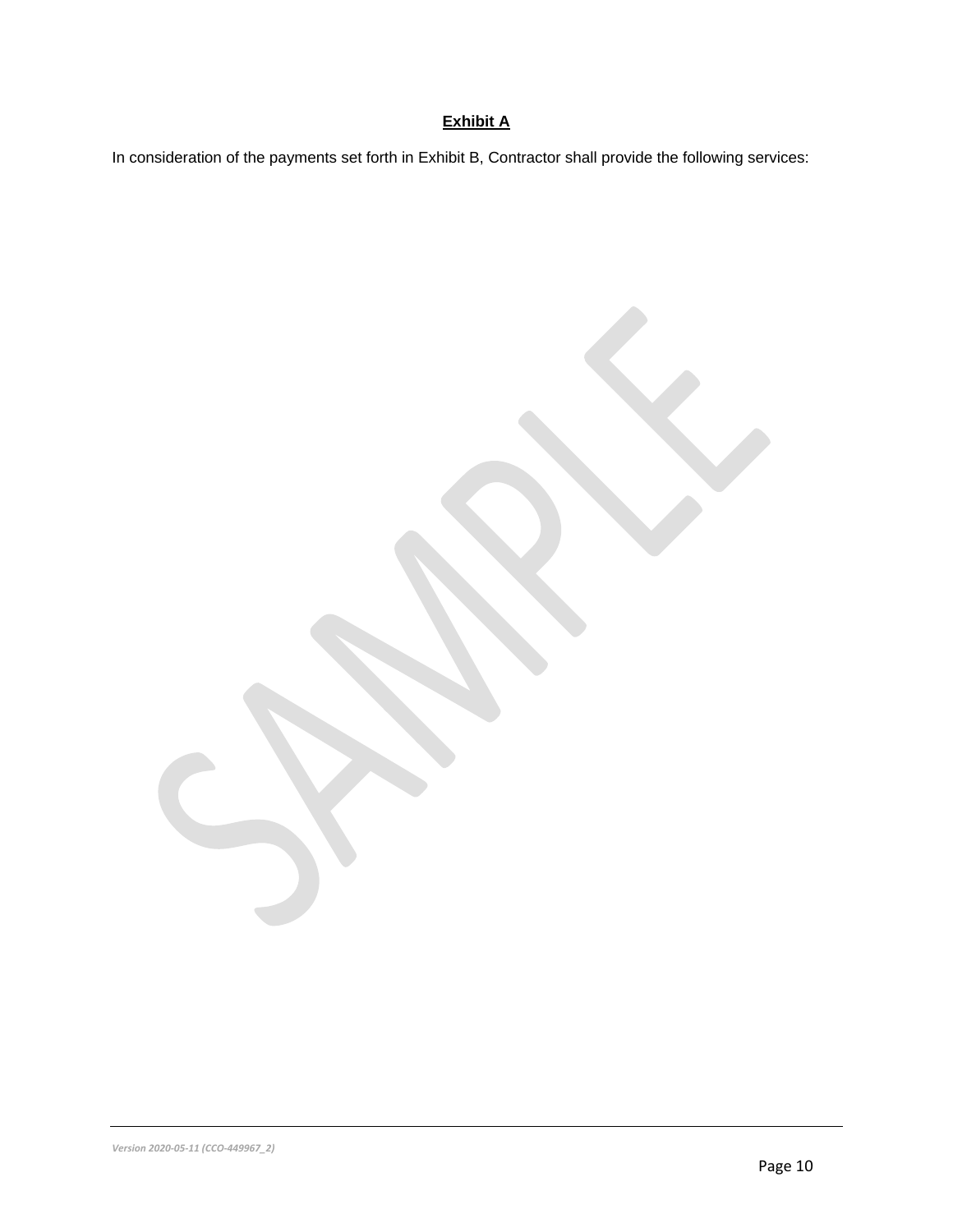**<u>Exhibit A</u>**

In consideration of the payments set forth in Exhibit B, Contractor shall provide the following services: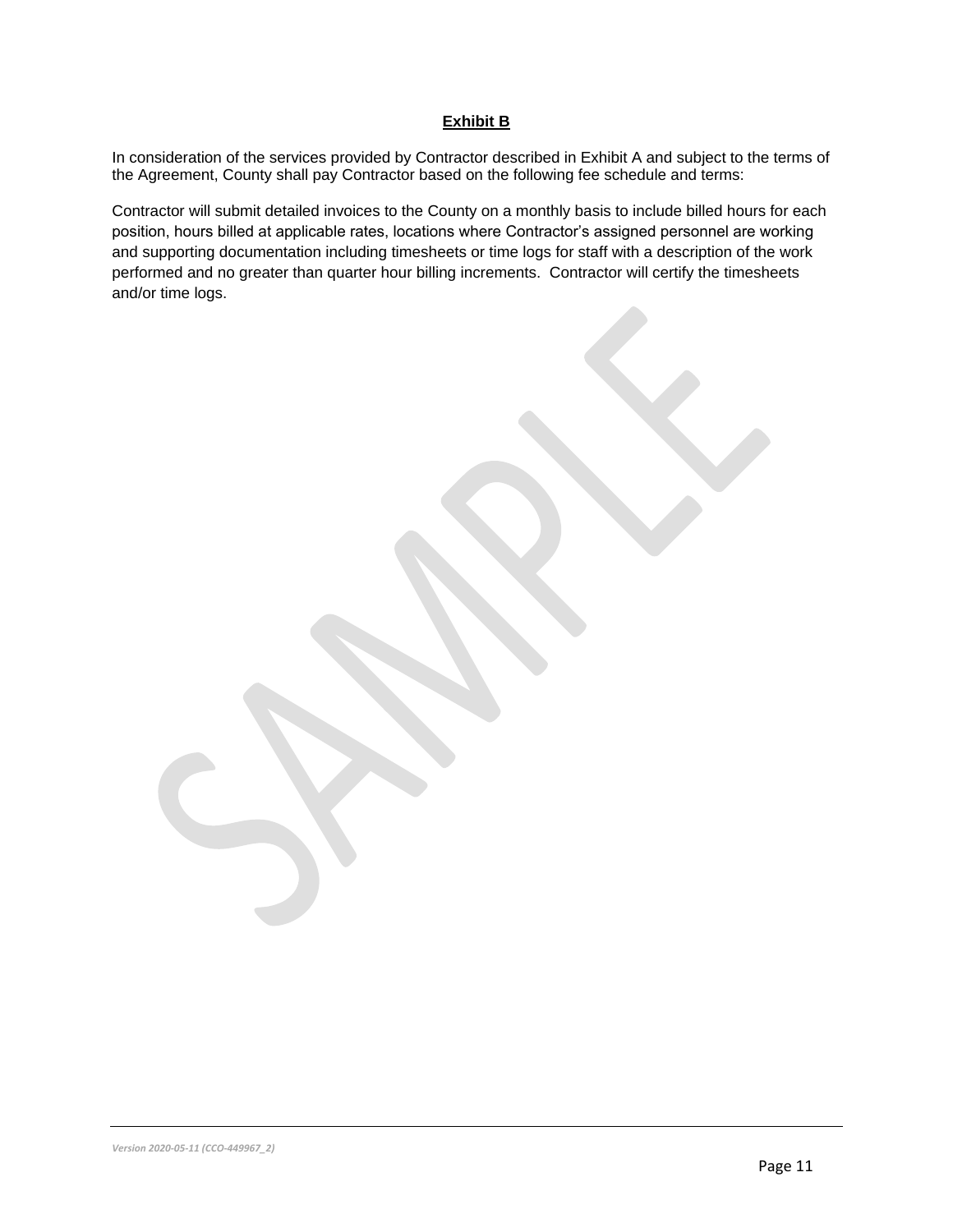## Exhibit B

In consideration of the services provided by Contractor described in Exhibit A and subject to the terms of the Agreement, County shall pay Contractor based on the following fee schedule and terms:

Contractor will submit detailed invoices to the County on a monthly basis to include billed hours for each position, hours billed at applicable rates, locations where Contractor's assigned personnel are working and supporting documentation including timesheets or time logs for staff with a description of the work performed and no greater than quarter hour billing increments. Contractor will certify the timesheets and/or time logs.